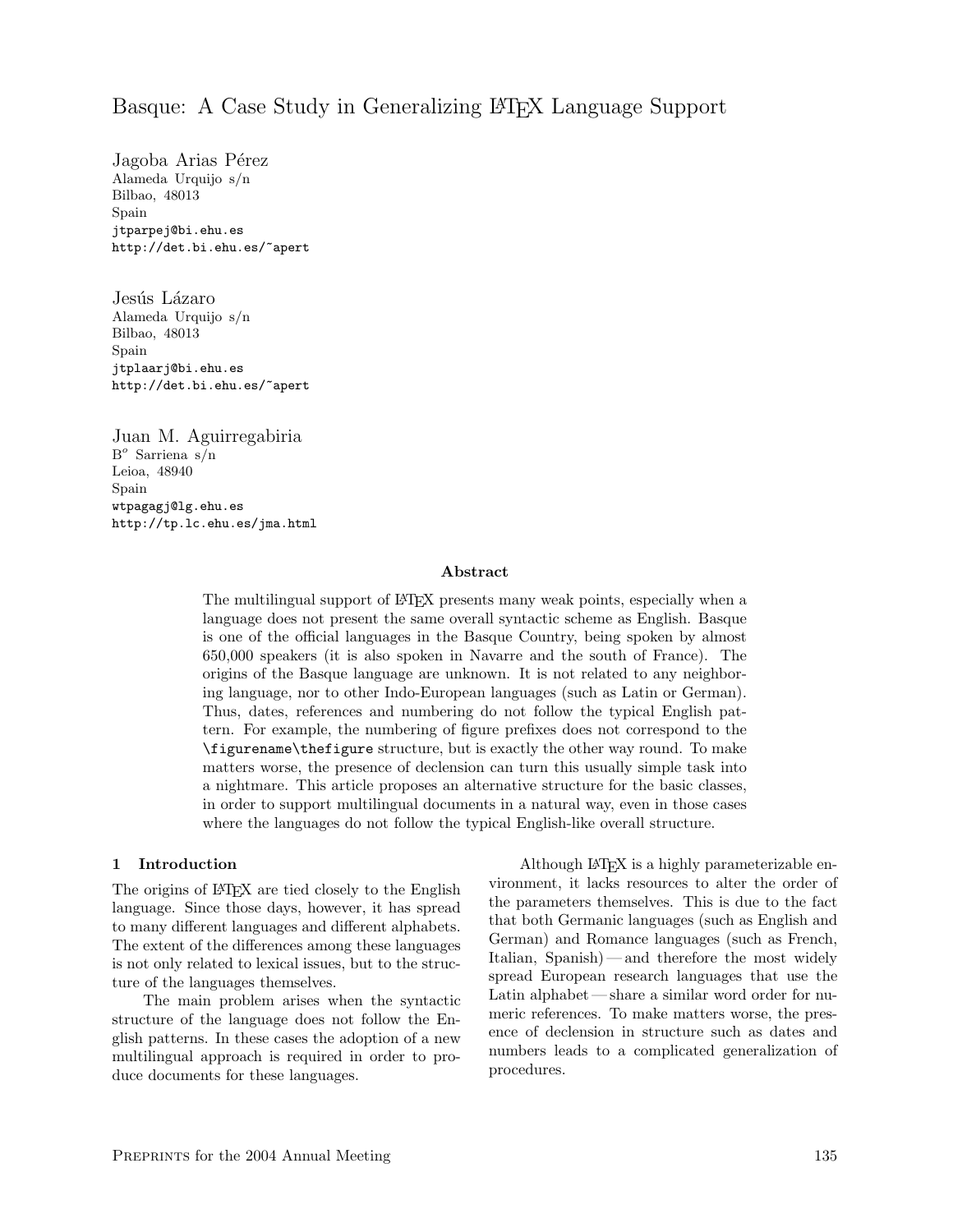# Basque: A Case Study in Generalizing LaTeX Language Support

Jagoba Arias Pérez
Alameda Urquijo s/n
Bilbao, 48013
Spain
jtparpej@bi.ehu.es
http://det.bi.ehu.es/~apert

Jesús Lázaro
Alameda Urquijo s/n
Bilbao, 48013
Spain
jtplaarj@bi.ehu.es
http://det.bi.ehu.es/~apert

Juan M. Aguirregabiria
B$^o$ Sarriena s/n
Leioa, 48940
Spain
wtpagagj@lg.ehu.es
http://tp.lc.ehu.es/jma.html

**Abstract**

The multilingual support of LaTeX presents many weak points, especially when a language does not present the same overall syntactic scheme as English. Basque is one of the official languages in the Basque Country, being spoken by almost 650,000 speakers (it is also spoken in Navarre and the south of France). The origins of the Basque language are unknown. It is not related to any neighboring language, nor to other Indo-European languages (such as Latin or German). Thus, dates, references and numbering do not follow the typical English pattern. For example, the numbering of figure prefixes does not correspond to the `\figurename\thefigure` structure, but is exactly the other way round. To make matters worse, the presence of declension can turn this usually simple task into a nightmare. This article proposes an alternative structure for the basic classes, in order to support multilingual documents in a natural way, even in those cases where the languages do not follow the typical English-like overall structure.

## 1 Introduction

The origins of LaTeX are tied closely to the English language. Since those days, however, it has spread to many different languages and different alphabets. The extent of the differences among these languages is not only related to lexical issues, but to the structure of the languages themselves.

The main problem arises when the syntactic structure of the language does not follow the English patterns. In these cases the adoption of a new multilingual approach is required in order to produce documents for these languages.

Although LaTeX is a highly parameterizable environment, it lacks resources to alter the order of the parameters themselves. This is due to the fact that both Germanic languages (such as English and German) and Romance languages (such as French, Italian, Spanish) — and therefore the most widely spread European research languages that use the Latin alphabet — share a similar word order for numeric references. To make matters worse, the presence of declension in structure such as dates and numbers leads to a complicated generalization of procedures.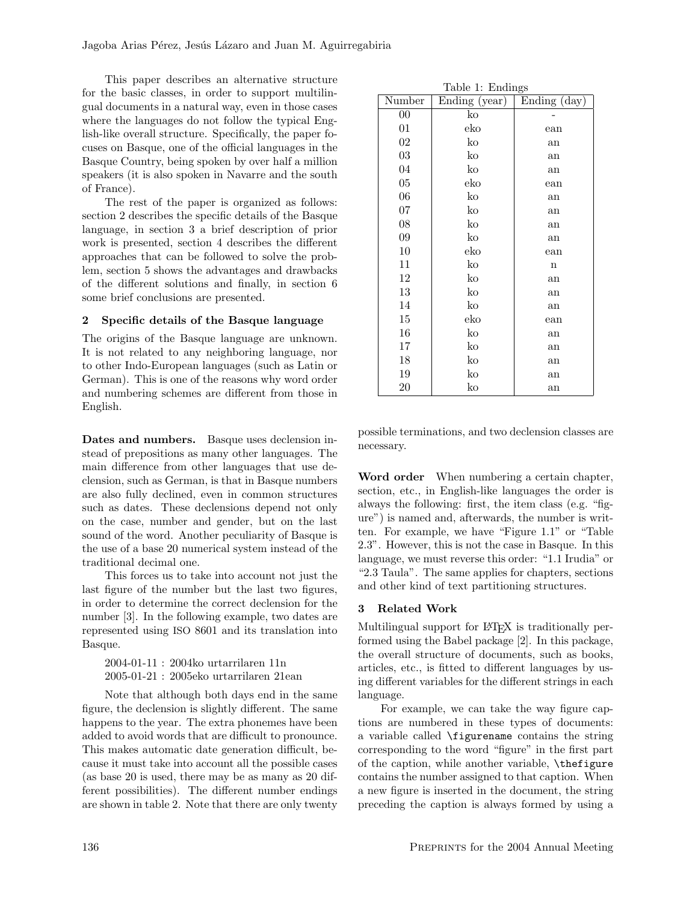This paper describes an alternative structure for the basic classes, in order to support multilingual documents in a natural way, even in those cases where the languages do not follow the typical English-like overall structure. Specifically, the paper focuses on Basque, one of the official languages in the Basque Country, being spoken by over half a million speakers (it is also spoken in Navarre and the south of France).

The rest of the paper is organized as follows: section 2 describes the specific details of the Basque language, in section 3 a brief description of prior work is presented, section 4 describes the different approaches that can be followed to solve the problem, section 5 shows the advantages and drawbacks of the different solutions and finally, in section 6 some brief conclusions are presented.

## 2 Specific details of the Basque language

The origins of the Basque language are unknown. It is not related to any neighboring language, nor to other Indo-European languages (such as Latin or German). This is one of the reasons why word order and numbering schemes are different from those in English.

**Dates and numbers.** Basque uses declension instead of prepositions as many other languages. The main difference from other languages that use declension, such as German, is that in Basque numbers are also fully declined, even in common structures such as dates. These declensions depend not only on the case, number and gender, but on the last sound of the word. Another peculiarity of Basque is the use of a base 20 numerical system instead of the traditional decimal one.

This forces us to take into account not just the last figure of the number but the last two figures, in order to determine the correct declension for the number [3]. In the following example, two dates are represented using ISO 8601 and its translation into Basque.

2004-01-11 : 2004ko urtarrilaren 11n
2005-01-21 : 2005eko urtarrilaren 21ean

Note that although both days end in the same figure, the declension is slightly different. The same happens to the year. The extra phonemes have been added to avoid words that are difficult to pronounce. This makes automatic date generation difficult, because it must take into account all the possible cases (as base 20 is used, there may be as many as 20 different possibilities). The different number endings are shown in table 2. Note that there are only twenty possible terminations, and two declension classes are necessary.

Table 1: Endings

| Number | Ending (year) | Ending (day) |
|---|---|---|
| 00 | ko | - |
| 01 | eko | ean |
| 02 | ko | an |
| 03 | ko | an |
| 04 | ko | an |
| 05 | eko | ean |
| 06 | ko | an |
| 07 | ko | an |
| 08 | ko | an |
| 09 | ko | an |
| 10 | eko | ean |
| 11 | ko | n |
| 12 | ko | an |
| 13 | ko | an |
| 14 | ko | an |
| 15 | eko | ean |
| 16 | ko | an |
| 17 | ko | an |
| 18 | ko | an |
| 19 | ko | an |
| 20 | ko | an |

**Word order** When numbering a certain chapter, section, etc., in English-like languages the order is always the following: first, the item class (e.g. "figure") is named and, afterwards, the number is written. For example, we have "Figure 1.1" or "Table 2.3". However, this is not the case in Basque. In this language, we must reverse this order: "1.1 Irudia" or "2.3 Taula". The same applies for chapters, sections and other kind of text partitioning structures.

## 3 Related Work

Multilingual support for LaTeX is traditionally performed using the Babel package [2]. In this package, the overall structure of documents, such as books, articles, etc., is fitted to different languages by using different variables for the different strings in each language.

For example, we can take the way figure captions are numbered in these types of documents: a variable called `\figurename` contains the string corresponding to the word "figure" in the first part of the caption, while another variable, `\thefigure` contains the number assigned to that caption. When a new figure is inserted in the document, the string preceding the caption is always formed by using a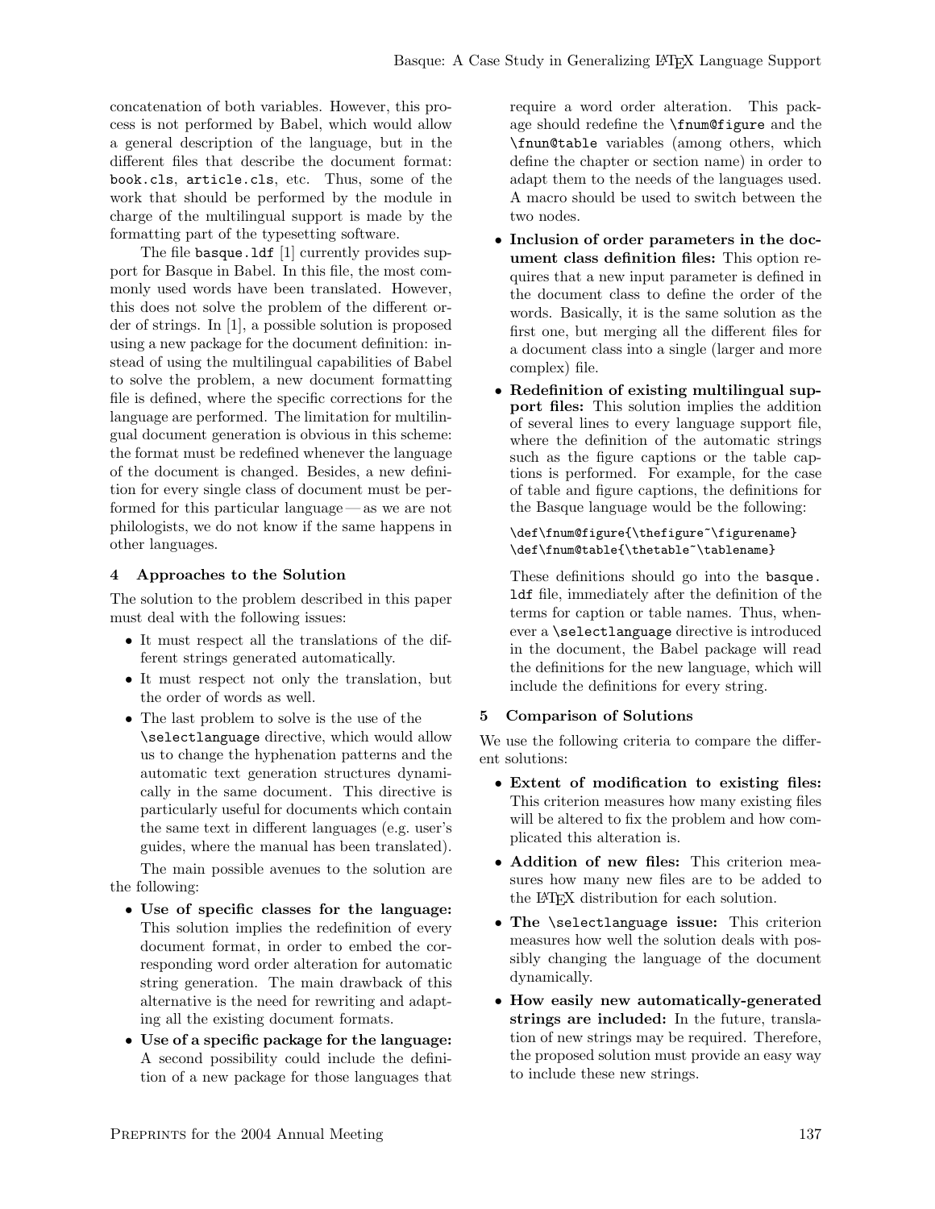concatenation of both variables. However, this process is not performed by Babel, which would allow a general description of the language, but in the different files that describe the document format: `book.cls`, `article.cls`, etc. Thus, some of the work that should be performed by the module in charge of the multilingual support is made by the formatting part of the typesetting software.

The file `basque.ldf` [1] currently provides support for Basque in Babel. In this file, the most commonly used words have been translated. However, this does not solve the problem of the different order of strings. In [1], a possible solution is proposed using a new package for the document definition: instead of using the multilingual capabilities of Babel to solve the problem, a new document formatting file is defined, where the specific corrections for the language are performed. The limitation for multilingual document generation is obvious in this scheme: the format must be redefined whenever the language of the document is changed. Besides, a new definition for every single class of document must be performed for this particular language — as we are not philologists, we do not know if the same happens in other languages.

## 4 Approaches to the Solution

The solution to the problem described in this paper must deal with the following issues:

- It must respect all the translations of the different strings generated automatically.
- It must respect not only the translation, but the order of words as well.
- The last problem to solve is the use of the `\selectlanguage` directive, which would allow us to change the hyphenation patterns and the automatic text generation structures dynamically in the same document. This directive is particularly useful for documents which contain the same text in different languages (e.g. user's guides, where the manual has been translated).

The main possible avenues to the solution are the following:

- **Use of specific classes for the language:** This solution implies the redefinition of every document format, in order to embed the corresponding word order alteration for automatic string generation. The main drawback of this alternative is the need for rewriting and adapting all the existing document formats.
- **Use of a specific package for the language:** A second possibility could include the definition of a new package for those languages that require a word order alteration. This package should redefine the `\fnum@figure` and the `\fnum@table` variables (among others, which define the chapter or section name) in order to adapt them to the needs of the languages used. A macro should be used to switch between the two nodes.
- **Inclusion of order parameters in the document class definition files:** This option requires that a new input parameter is defined in the document class to define the order of the words. Basically, it is the same solution as the first one, but merging all the different files for a document class into a single (larger and more complex) file.
- **Redefinition of existing multilingual support files:** This solution implies the addition of several lines to every language support file, where the definition of the automatic strings such as the figure captions or the table captions is performed. For example, for the case of table and figure captions, the definitions for the Basque language would be the following:

  ```
  \def\fnum@figure{\thefigure~\figurename}
  \def\fnum@table{\thetable~\tablename}
  ```

  These definitions should go into the `basque.ldf` file, immediately after the definition of the terms for caption or table names. Thus, whenever a `\selectlanguage` directive is introduced in the document, the Babel package will read the definitions for the new language, which will include the definitions for every string.

## 5 Comparison of Solutions

We use the following criteria to compare the different solutions:

- **Extent of modification to existing files:** This criterion measures how many existing files will be altered to fix the problem and how complicated this alteration is.
- **Addition of new files:** This criterion measures how many new files are to be added to the LaTeX distribution for each solution.
- **The `\selectlanguage` issue:** This criterion measures how well the solution deals with possibly changing the language of the document dynamically.
- **How easily new automatically-generated strings are included:** In the future, translation of new strings may be required. Therefore, the proposed solution must provide an easy way to include these new strings.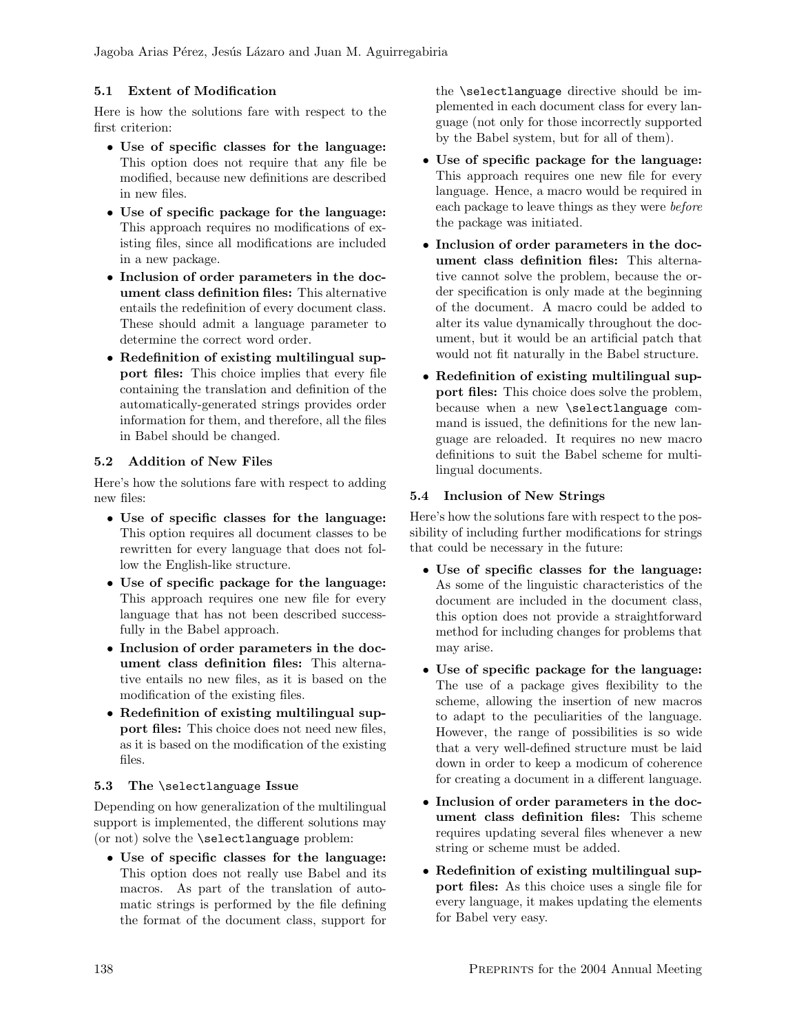### 5.1 Extent of Modification

Here is how the solutions fare with respect to the first criterion:

- **Use of specific classes for the language:** This option does not require that any file be modified, because new definitions are described in new files.
- **Use of specific package for the language:** This approach requires no modifications of existing files, since all modifications are included in a new package.
- **Inclusion of order parameters in the document class definition files:** This alternative entails the redefinition of every document class. These should admit a language parameter to determine the correct word order.
- **Redefinition of existing multilingual support files:** This choice implies that every file containing the translation and definition of the automatically-generated strings provides order information for them, and therefore, all the files in Babel should be changed.

### 5.2 Addition of New Files

Here's how the solutions fare with respect to adding new files:

- **Use of specific classes for the language:** This option requires all document classes to be rewritten for every language that does not follow the English-like structure.
- **Use of specific package for the language:** This approach requires one new file for every language that has not been described successfully in the Babel approach.
- **Inclusion of order parameters in the document class definition files:** This alternative entails no new files, as it is based on the modification of the existing files.
- **Redefinition of existing multilingual support files:** This choice does not need new files, as it is based on the modification of the existing files.

### 5.3 The `\selectlanguage` Issue

Depending on how generalization of the multilingual support is implemented, the different solutions may (or not) solve the `\selectlanguage` problem:

- **Use of specific classes for the language:** This option does not really use Babel and its macros. As part of the translation of automatic strings is performed by the file defining the format of the document class, support for the `\selectlanguage` directive should be implemented in each document class for every language (not only for those incorrectly supported by the Babel system, but for all of them).
- **Use of specific package for the language:** This approach requires one new file for every language. Hence, a macro would be required in each package to leave things as they were *before* the package was initiated.
- **Inclusion of order parameters in the document class definition files:** This alternative cannot solve the problem, because the order specification is only made at the beginning of the document. A macro could be added to alter its value dynamically throughout the document, but it would be an artificial patch that would not fit naturally in the Babel structure.
- **Redefinition of existing multilingual support files:** This choice does solve the problem, because when a new `\selectlanguage` command is issued, the definitions for the new language are reloaded. It requires no new macro definitions to suit the Babel scheme for multilingual documents.

### 5.4 Inclusion of New Strings

Here's how the solutions fare with respect to the possibility of including further modifications for strings that could be necessary in the future:

- **Use of specific classes for the language:** As some of the linguistic characteristics of the document are included in the document class, this option does not provide a straightforward method for including changes for problems that may arise.
- **Use of specific package for the language:** The use of a package gives flexibility to the scheme, allowing the insertion of new macros to adapt to the peculiarities of the language. However, the range of possibilities is so wide that a very well-defined structure must be laid down in order to keep a modicum of coherence for creating a document in a different language.
- **Inclusion of order parameters in the document class definition files:** This scheme requires updating several files whenever a new string or scheme must be added.
- **Redefinition of existing multilingual support files:** As this choice uses a single file for every language, it makes updating the elements for Babel very easy.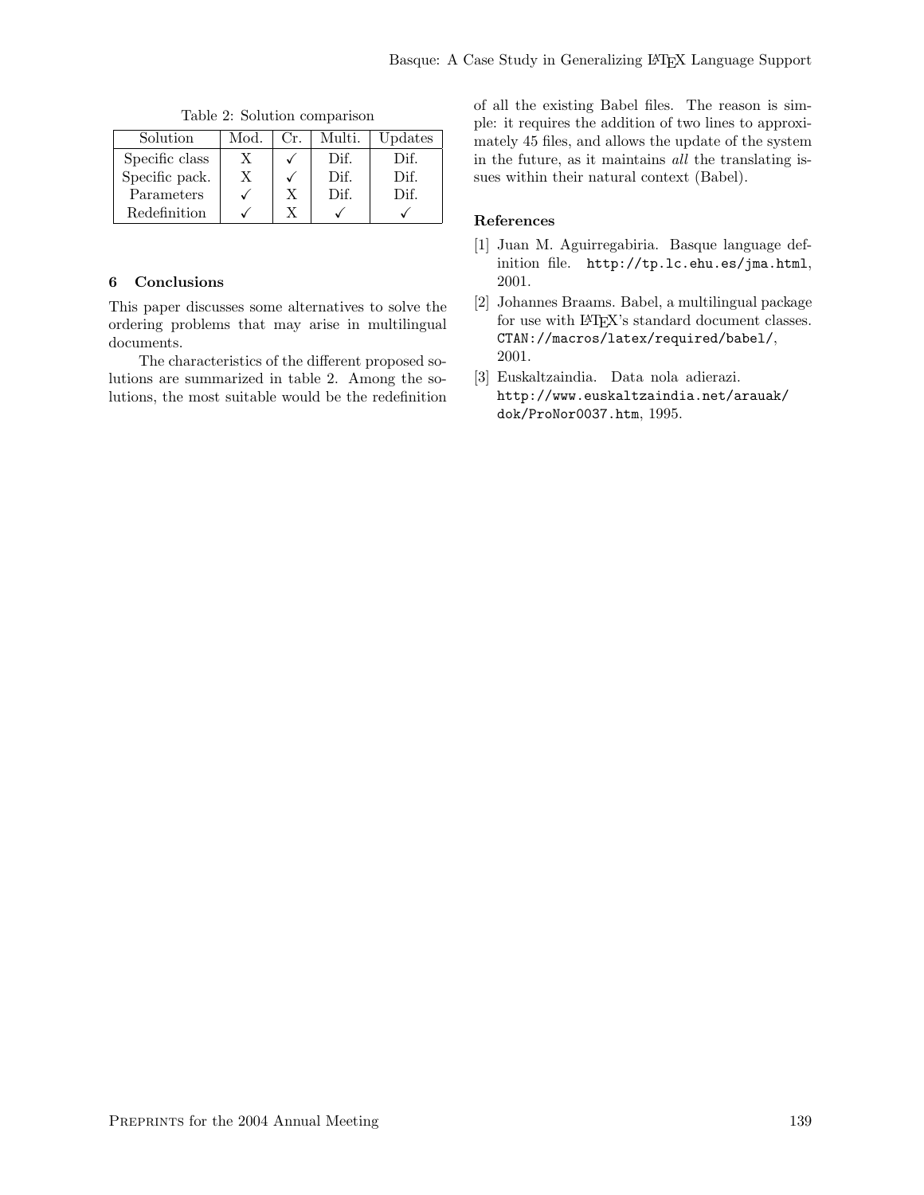Table 2: Solution comparison

| Solution | Mod. | Cr. | Multi. | Updates |
|---|---|---|---|---|
| Specific class | X | ✓ | Dif. | Dif. |
| Specific pack. | X | ✓ | Dif. | Dif. |
| Parameters | ✓ | X | Dif. | Dif. |
| Redefinition | ✓ | X | ✓ | ✓ |

## 6 Conclusions

This paper discusses some alternatives to solve the ordering problems that may arise in multilingual documents.

The characteristics of the different proposed solutions are summarized in table 2. Among the solutions, the most suitable would be the redefinition of all the existing Babel files. The reason is simple: it requires the addition of two lines to approximately 45 files, and allows the update of the system in the future, as it maintains *all* the translating issues within their natural context (Babel).

## References

[1] Juan M. Aguirregabiria. Basque language definition file. `http://tp.lc.ehu.es/jma.html`, 2001.

[2] Johannes Braams. Babel, a multilingual package for use with LaTeX's standard document classes. `CTAN://macros/latex/required/babel/`, 2001.

[3] Euskaltzaindia. Data nola adierazi. `http://www.euskaltzaindia.net/arauak/dok/ProNor0037.htm`, 1995.